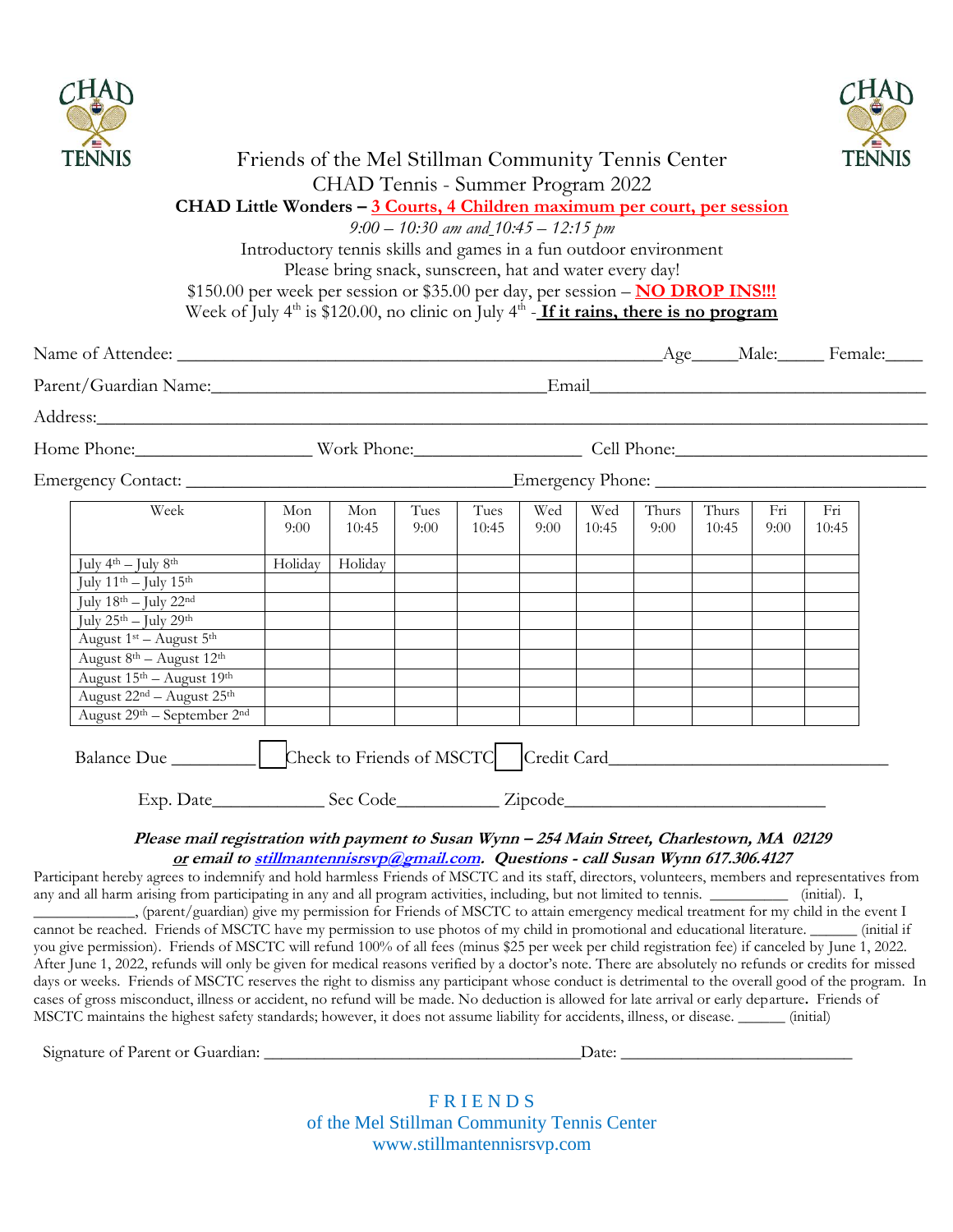# Friends of the Mel Stillman Community Tennis Center

## CHAD Tennis - Summer Program 2022

**CHAD Little Wonders – 3 Courts, 4 Children maximum per court, per session**

*9:00 – 10:30 am and 10:45 – 12:15 pm*

Introductory tennis skills and games in a fun outdoor environment

Please bring snack, sunscreen, hat and water every day!

$150.00 per week per session or $35.00 per day, per session – **NO DROP INS!!!**

Week of July 4th is $120.00, no clinic on July 4th - **If it rains, there is no program**

Name of Attendee: ______________________________________________ Age_____ Male:_____ Female:____

Parent/Guardian Name:______________________________ Email______________________________

Address:______________________________________________________________________

Home Phone:__________________ Work Phone:_________________ Cell Phone:_______________________

Emergency Contact: ______________________________ Emergency Phone: _________________________

| Week | Mon 9:00 | Mon 10:45 | Tues 9:00 | Tues 10:45 | Wed 9:00 | Wed 10:45 | Thurs 9:00 | Thurs 10:45 | Fri 9:00 | Fri 10:45 |
|---|---|---|---|---|---|---|---|---|---|---|
| July 4th – July 8th | Holiday | Holiday | | | | | | | | |
| July 11th – July 15th | | | | | | | | | | |
| July 18th – July 22nd | | | | | | | | | | |
| July 25th – July 29th | | | | | | | | | | |
| August 1st – August 5th | | | | | | | | | | |
| August 8th – August 12th | | | | | | | | | | |
| August 15th – August 19th | | | | | | | | | | |
| August 22nd – August 25th | | | | | | | | | | |
| August 29th – September 2nd | | | | | | | | | | |

Balance Due _________ ☐ Check to Friends of MSCTC ☐ Credit Card_____________________________

Exp. Date____________ Sec Code___________ Zipcode___________________________

***Please mail registration with payment to Susan Wynn – 254 Main Street, Charlestown, MA 02129***
***or email to stillmantennisrsvp@gmail.com. Questions - call Susan Wynn 617.306.4127***

Participant hereby agrees to indemnify and hold harmless Friends of MSCTC and its staff, directors, volunteers, members and representatives from any and all harm arising from participating in any and all program activities, including, but not limited to tennis. __________ (initial). I, _____________, (parent/guardian) give my permission for Friends of MSCTC to attain emergency medical treatment for my child in the event I cannot be reached. Friends of MSCTC have my permission to use photos of my child in promotional and educational literature. ______ (initial if you give permission). Friends of MSCTC will refund 100% of all fees (minus $25 per week per child registration fee) if canceled by June 1, 2022. After June 1, 2022, refunds will only be given for medical reasons verified by a doctor's note. There are absolutely no refunds or credits for missed days or weeks. Friends of MSCTC reserves the right to dismiss any participant whose conduct is detrimental to the overall good of the program. In cases of gross misconduct, illness or accident, no refund will be made. No deduction is allowed for late arrival or early departure. Friends of MSCTC maintains the highest safety standards; however, it does not assume liability for accidents, illness, or disease. ______ (initial)

Signature of Parent or Guardian: ____________________________________ Date: ___________________________

FRIENDS
of the Mel Stillman Community Tennis Center
www.stillmantennisrsvp.com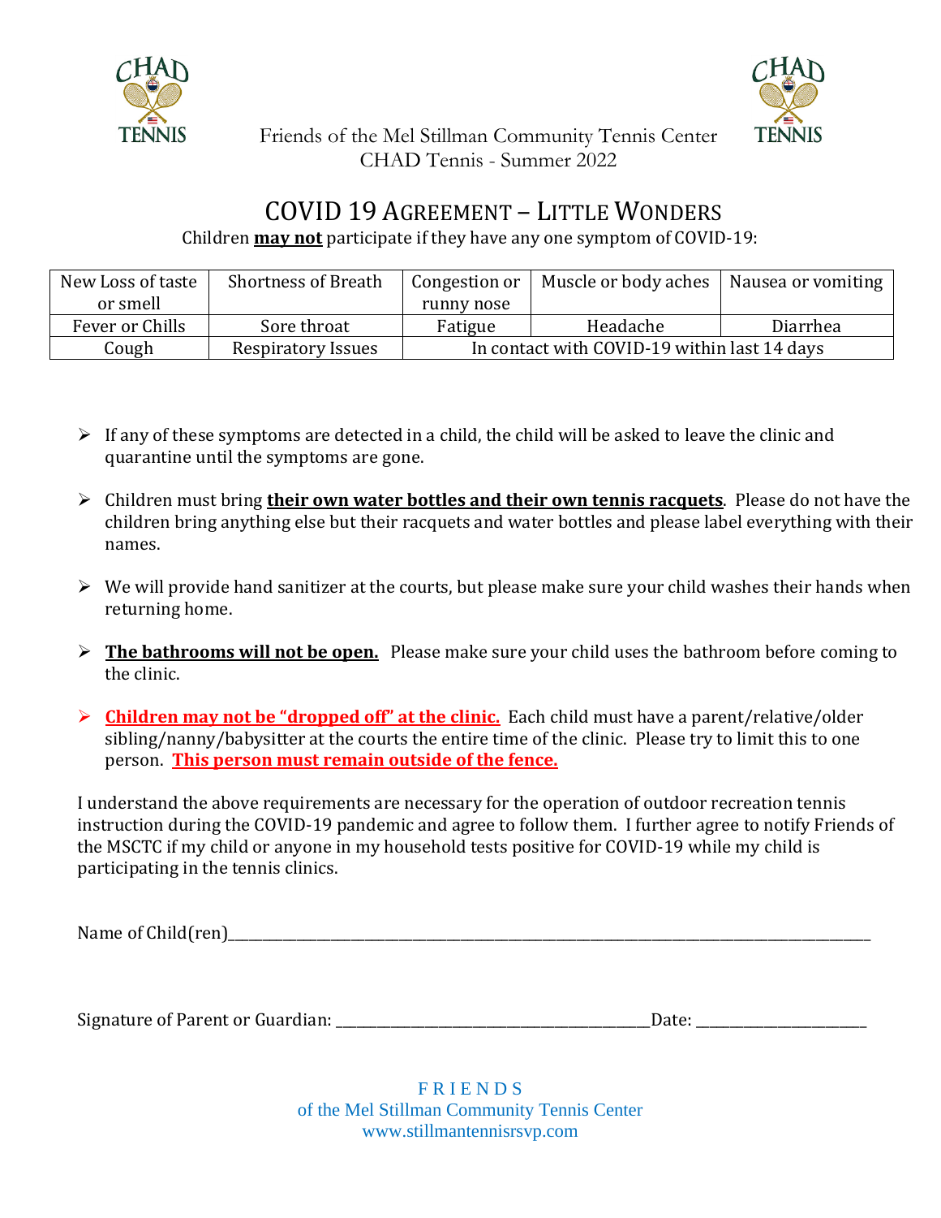Friends of the Mel Stillman Community Tennis Center
CHAD Tennis - Summer 2022

# COVID 19 AGREEMENT – LITTLE WONDERS

Children **may not** participate if they have any one symptom of COVID-19:

| | | | | |
|---|---|---|---|---|
| New Loss of taste or smell | Shortness of Breath | Congestion or runny nose | Muscle or body aches | Nausea or vomiting |
| Fever or Chills | Sore throat | Fatigue | Headache | Diarrhea |
| Cough | Respiratory Issues | In contact with COVID-19 within last 14 days | | |

- If any of these symptoms are detected in a child, the child will be asked to leave the clinic and quarantine until the symptoms are gone.
- Children must bring **their own water bottles and their own tennis racquets**. Please do not have the children bring anything else but their racquets and water bottles and please label everything with their names.
- We will provide hand sanitizer at the courts, but please make sure your child washes their hands when returning home.
- **The bathrooms will not be open.** Please make sure your child uses the bathroom before coming to the clinic.
- **Children may not be "dropped off" at the clinic.** Each child must have a parent/relative/older sibling/nanny/babysitter at the courts the entire time of the clinic. Please try to limit this to one person. **This person must remain outside of the fence.**

I understand the above requirements are necessary for the operation of outdoor recreation tennis instruction during the COVID-19 pandemic and agree to follow them. I further agree to notify Friends of the MSCTC if my child or anyone in my household tests positive for COVID-19 while my child is participating in the tennis clinics.

Name of Child(ren)\_\_\_\_\_\_\_\_\_\_\_\_\_\_\_\_\_\_\_\_\_\_\_\_\_\_\_\_\_\_\_\_\_\_\_\_\_\_\_\_\_\_\_\_\_\_\_\_

Signature of Parent or Guardian: \_\_\_\_\_\_\_\_\_\_\_\_\_\_\_\_\_\_\_\_\_\_\_\_\_\_\_\_\_\_Date: \_\_\_\_\_\_\_\_\_\_\_\_\_\_\_\_

FRIENDS
of the Mel Stillman Community Tennis Center
www.stillmantennisrsvp.com